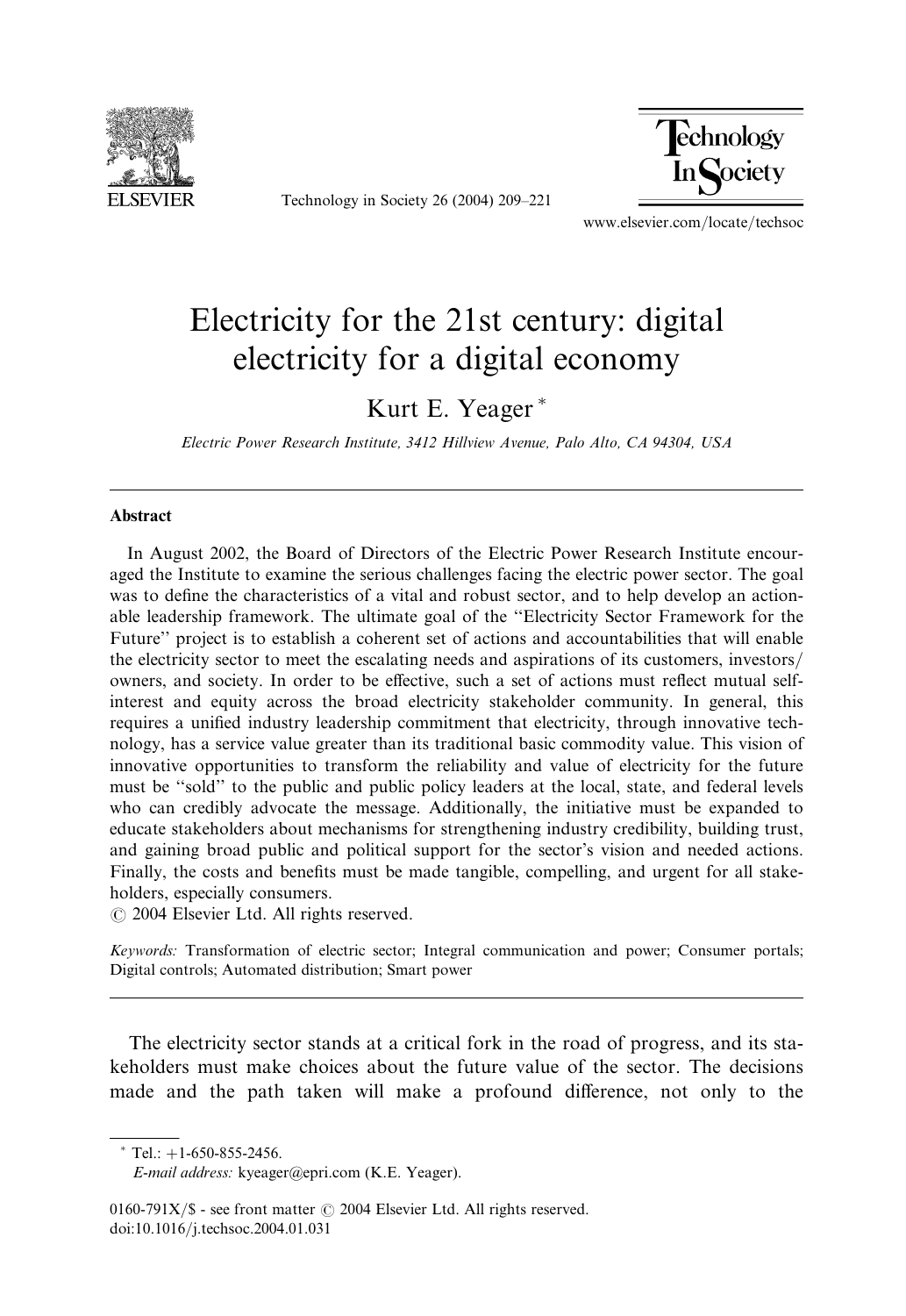# Electricity for the 21st century: digital electricity for a digital economy

Kurt E. Yeager *

*Electric Power Research Institute, 3412 Hillview Avenue, Palo Alto, CA 94304, USA*

## Abstract

In August 2002, the Board of Directors of the Electric Power Research Institute encouraged the Institute to examine the serious challenges facing the electric power sector. The goal was to define the characteristics of a vital and robust sector, and to help develop an actionable leadership framework. The ultimate goal of the "Electricity Sector Framework for the Future" project is to establish a coherent set of actions and accountabilities that will enable the electricity sector to meet the escalating needs and aspirations of its customers, investors/owners, and society. In order to be effective, such a set of actions must reflect mutual self-interest and equity across the broad electricity stakeholder community. In general, this requires a unified industry leadership commitment that electricity, through innovative technology, has a service value greater than its traditional basic commodity value. This vision of innovative opportunities to transform the reliability and value of electricity for the future must be "sold" to the public and public policy leaders at the local, state, and federal levels who can credibly advocate the message. Additionally, the initiative must be expanded to educate stakeholders about mechanisms for strengthening industry credibility, building trust, and gaining broad public and political support for the sector's vision and needed actions. Finally, the costs and benefits must be made tangible, compelling, and urgent for all stakeholders, especially consumers.

© 2004 Elsevier Ltd. All rights reserved.

*Keywords:* Transformation of electric sector; Integral communication and power; Consumer portals; Digital controls; Automated distribution; Smart power

The electricity sector stands at a critical fork in the road of progress, and its stakeholders must make choices about the future value of the sector. The decisions made and the path taken will make a profound difference, not only to the

* Tel.: +1-650-855-2456.
*E-mail address:* kyeager@epri.com (K.E. Yeager).

0160-791X/$ - see front matter © 2004 Elsevier Ltd. All rights reserved.
doi:10.1016/j.techsoc.2004.01.031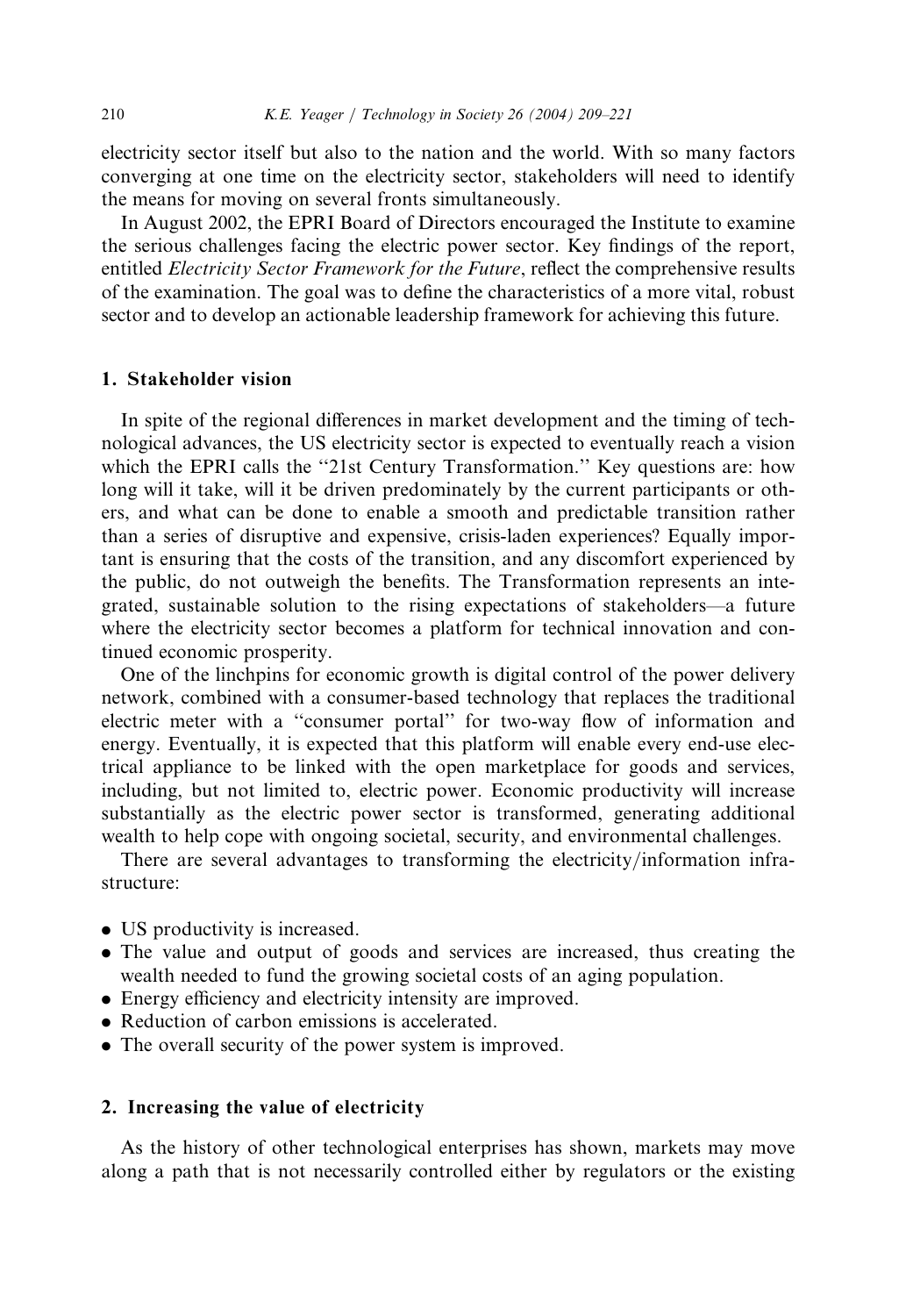electricity sector itself but also to the nation and the world. With so many factors converging at one time on the electricity sector, stakeholders will need to identify the means for moving on several fronts simultaneously.

In August 2002, the EPRI Board of Directors encouraged the Institute to examine the serious challenges facing the electric power sector. Key findings of the report, entitled *Electricity Sector Framework for the Future*, reflect the comprehensive results of the examination. The goal was to define the characteristics of a more vital, robust sector and to develop an actionable leadership framework for achieving this future.

## 1. Stakeholder vision

In spite of the regional differences in market development and the timing of technological advances, the US electricity sector is expected to eventually reach a vision which the EPRI calls the "21st Century Transformation." Key questions are: how long will it take, will it be driven predominately by the current participants or others, and what can be done to enable a smooth and predictable transition rather than a series of disruptive and expensive, crisis-laden experiences? Equally important is ensuring that the costs of the transition, and any discomfort experienced by the public, do not outweigh the benefits. The Transformation represents an integrated, sustainable solution to the rising expectations of stakeholders—a future where the electricity sector becomes a platform for technical innovation and continued economic prosperity.

One of the linchpins for economic growth is digital control of the power delivery network, combined with a consumer-based technology that replaces the traditional electric meter with a "consumer portal" for two-way flow of information and energy. Eventually, it is expected that this platform will enable every end-use electrical appliance to be linked with the open marketplace for goods and services, including, but not limited to, electric power. Economic productivity will increase substantially as the electric power sector is transformed, generating additional wealth to help cope with ongoing societal, security, and environmental challenges.

There are several advantages to transforming the electricity/information infrastructure:

- US productivity is increased.
- The value and output of goods and services are increased, thus creating the wealth needed to fund the growing societal costs of an aging population.
- Energy efficiency and electricity intensity are improved.
- Reduction of carbon emissions is accelerated.
- The overall security of the power system is improved.

## 2. Increasing the value of electricity

As the history of other technological enterprises has shown, markets may move along a path that is not necessarily controlled either by regulators or the existing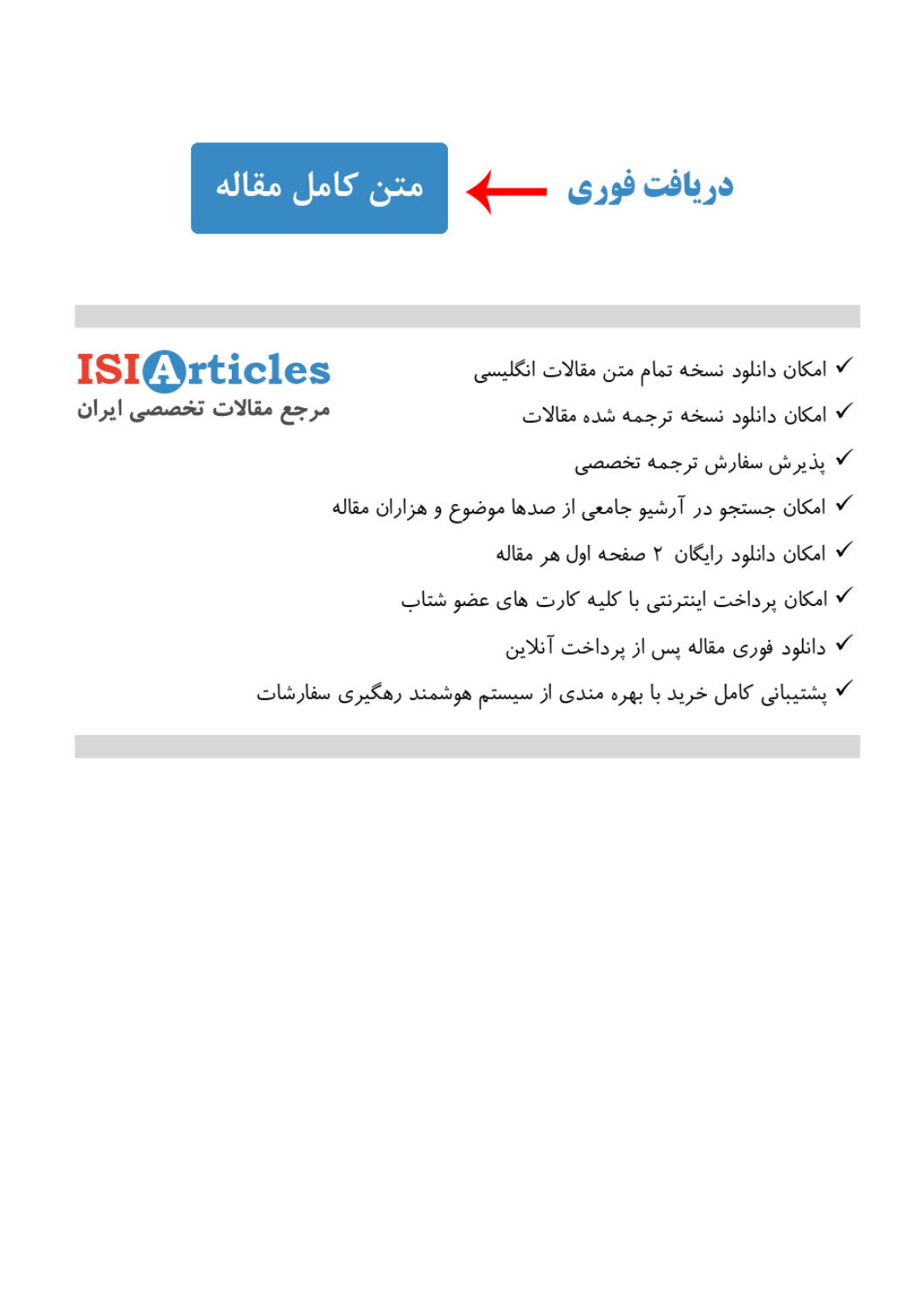دریافت فوری ← **متن کامل مقاله**

**ISIArticles**
مرجع مقالات تخصصی ایران

- ✓ امکان دانلود نسخه تمام متن مقالات انگلیسی
- ✓ امکان دانلود نسخه ترجمه شده مقالات
- ✓ پذیرش سفارش ترجمه تخصصی
- ✓ امکان جستجو در آرشیو جامعی از صدها موضوع و هزاران مقاله
- ✓ امکان دانلود رایگان ۲ صفحه اول هر مقاله
- ✓ امکان پرداخت اینترنتی با کلیه کارت های عضو شتاب
- ✓ دانلود فوری مقاله پس از پرداخت آنلاین
- ✓ پشتیبانی کامل خرید با بهره مندی از سیستم هوشمند رهگیری سفارشات